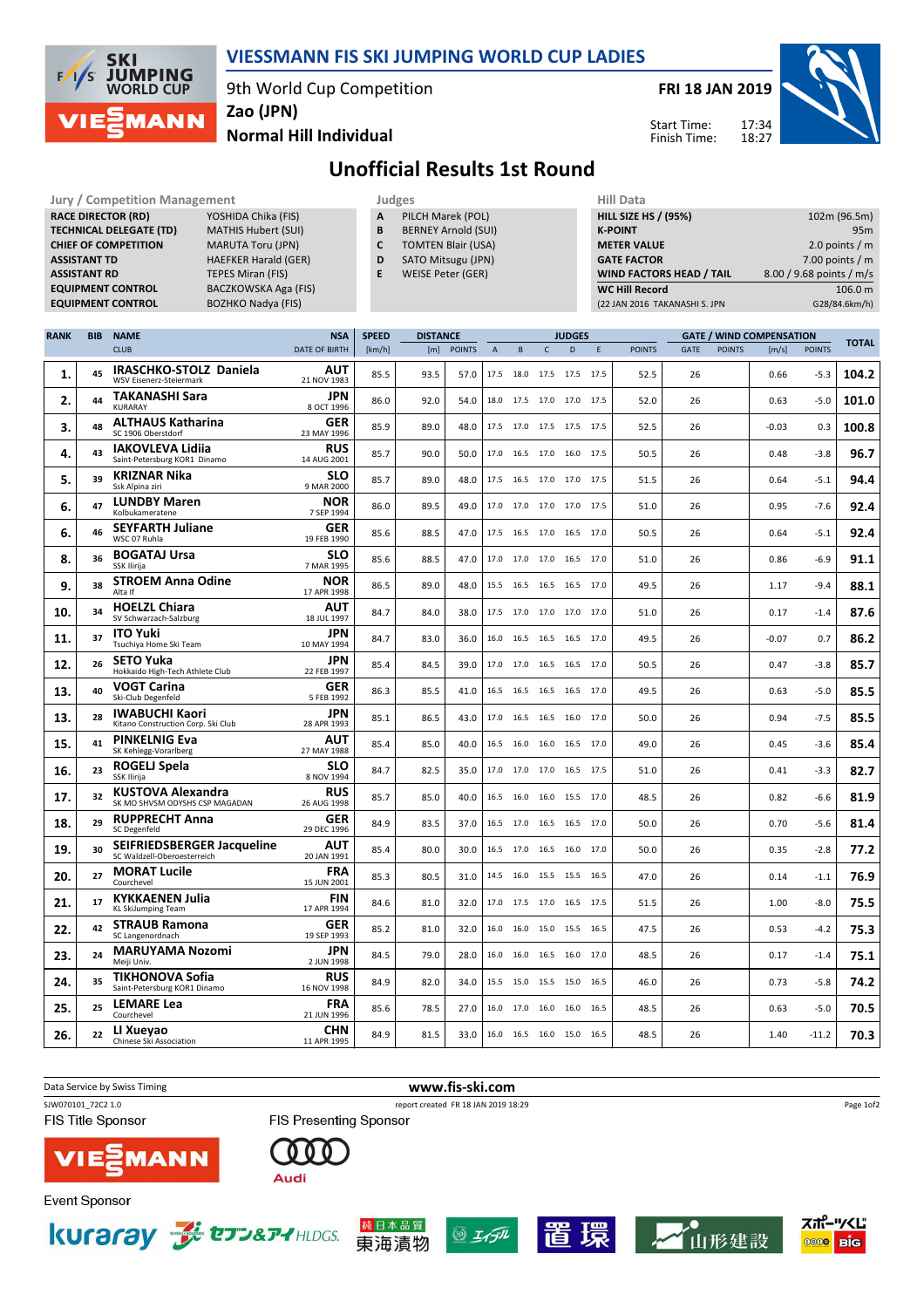# VIESSMANN FIS SKI JUMPING WORLD CUP LADIES

9th World Cup Competition
Zao (JPN)
Normal Hill Individual

FRI 18 JAN 2019

Start Time: 17:34
Finish Time: 18:27

## Unofficial Results 1st Round

| Jury / Competition Management | |
|---|---|
| RACE DIRECTOR (RD) | YOSHIDA Chika (FIS) |
| TECHNICAL DELEGATE (TD) | MATHIS Hubert (SUI) |
| CHIEF OF COMPETITION | MARUTA Toru (JPN) |
| ASSISTANT TD | HAEFKER Harald (GER) |
| ASSISTANT RD | TEPES Miran (FIS) |
| EQUIPMENT CONTROL | BACZKOWSKA Aga (FIS) |
| EQUIPMENT CONTROL | BOZHKO Nadya (FIS) |

| Judges | |
|---|---|
| A | PILCH Marek (POL) |
| B | BERNEY Arnold (SUI) |
| C | TOMTEN Blair (USA) |
| D | SATO Mitsugu (JPN) |
| E | WEISE Peter (GER) |

| Hill Data | |
|---|---|
| HILL SIZE HS / (95%) | 102m (96.5m) |
| K-POINT | 95m |
| METER VALUE | 2.0 points / m |
| GATE FACTOR | 7.00 points / m |
| WIND FACTORS HEAD / TAIL | 8.00 / 9.68 points / m/s |
| WC Hill Record | 106.0 m |
| (22 JAN 2016 TAKANASHI S. JPN | G28/84.6km/h) |

| RANK | BIB | NAME / CLUB | NSA / DATE OF BIRTH | SPEED [km/h] | DISTANCE [m] | DISTANCE POINTS | A | B | C | D | E | JUDGES POINTS | GATE | GATE POINTS | WIND [m/s] | WIND POINTS | TOTAL |
|---|---|---|---|---|---|---|---|---|---|---|---|---|---|---|---|---|---|
| 1. | 45 | IRASCHKO-STOLZ Daniela / WSV Eisenerz-Steiermark | AUT / 21 NOV 1983 | 85.5 | 93.5 | 57.0 | 17.5 | 18.0 | 17.5 | 17.5 | 17.5 | 52.5 | 26 | | 0.66 | -5.3 | 104.2 |
| 2. | 44 | TAKANASHI Sara / KURARAY | JPN / 8 OCT 1996 | 86.0 | 92.0 | 54.0 | 18.0 | 17.5 | 17.0 | 17.0 | 17.5 | 52.0 | 26 | | 0.63 | -5.0 | 101.0 |
| 3. | 48 | ALTHAUS Katharina / SC 1906 Oberstdorf | GER / 23 MAY 1996 | 85.9 | 89.0 | 48.0 | 17.5 | 17.0 | 17.5 | 17.5 | 17.5 | 52.5 | 26 | | -0.03 | 0.3 | 100.8 |
| 4. | 43 | IAKOVLEVA Lidiia / Saint-Petersburg KOR1 Dinamo | RUS / 14 AUG 2001 | 85.7 | 90.0 | 50.0 | 17.0 | 16.5 | 17.0 | 16.0 | 17.5 | 50.5 | 26 | | 0.48 | -3.8 | 96.7 |
| 5. | 39 | KRIZNAR Nika / Ssk Alpina ziri | SLO / 9 MAR 2000 | 85.7 | 89.0 | 48.0 | 17.5 | 16.5 | 17.0 | 17.0 | 17.5 | 51.5 | 26 | | 0.64 | -5.1 | 94.4 |
| 6. | 47 | LUNDBY Maren / Kolbukameratene | NOR / 7 SEP 1994 | 86.0 | 89.5 | 49.0 | 17.0 | 17.0 | 17.0 | 17.0 | 17.5 | 51.0 | 26 | | 0.95 | -7.6 | 92.4 |
| 6. | 46 | SEYFARTH Juliane / WSC 07 Ruhla | GER / 19 FEB 1990 | 85.6 | 88.5 | 47.0 | 17.5 | 16.5 | 17.0 | 16.5 | 17.0 | 50.5 | 26 | | 0.64 | -5.1 | 92.4 |
| 8. | 36 | BOGATAJ Ursa / SSK Ilirija | SLO / 7 MAR 1995 | 85.6 | 88.5 | 47.0 | 17.0 | 17.0 | 17.0 | 16.5 | 17.0 | 51.0 | 26 | | 0.86 | -6.9 | 91.1 |
| 9. | 38 | STROEM Anna Odine / Alta If | NOR / 17 APR 1998 | 86.5 | 89.0 | 48.0 | 15.5 | 16.5 | 16.5 | 16.5 | 17.0 | 49.5 | 26 | | 1.17 | -9.4 | 88.1 |
| 10. | 34 | HOELZL Chiara / SV Schwarzach-Salzburg | AUT / 18 JUL 1997 | 84.7 | 84.0 | 38.0 | 17.5 | 17.0 | 17.0 | 17.0 | 17.0 | 51.0 | 26 | | 0.17 | -1.4 | 87.6 |
| 11. | 37 | ITO Yuki / Tsuchiya Home Ski Team | JPN / 10 MAY 1994 | 84.7 | 83.0 | 36.0 | 16.0 | 16.5 | 16.5 | 16.5 | 17.0 | 49.5 | 26 | | -0.07 | 0.7 | 86.2 |
| 12. | 26 | SETO Yuka / Hokkaido High-Tech Athlete Club | JPN / 22 FEB 1997 | 85.4 | 84.5 | 39.0 | 17.0 | 17.0 | 16.5 | 16.5 | 17.0 | 50.5 | 26 | | 0.47 | -3.8 | 85.7 |
| 13. | 40 | VOGT Carina / Ski-Club Degenfeld | GER / 5 FEB 1992 | 86.3 | 85.5 | 41.0 | 16.5 | 16.5 | 16.5 | 16.5 | 17.0 | 49.5 | 26 | | 0.63 | -5.0 | 85.5 |
| 13. | 28 | IWABUCHI Kaori / Kitano Construction Corp. Ski Club | JPN / 28 APR 1993 | 85.1 | 86.5 | 43.0 | 17.0 | 16.5 | 16.5 | 16.0 | 17.0 | 50.0 | 26 | | 0.94 | -7.5 | 85.5 |
| 15. | 41 | PINKELNIG Eva / SK Kehlegg-Vorarlberg | AUT / 27 MAY 1988 | 85.4 | 85.0 | 40.0 | 16.5 | 16.0 | 16.0 | 16.5 | 17.0 | 49.0 | 26 | | 0.45 | -3.6 | 85.4 |
| 16. | 23 | ROGELJ Spela / SSK Ilirija | SLO / 8 NOV 1994 | 84.7 | 82.5 | 35.0 | 17.0 | 17.0 | 17.0 | 16.5 | 17.5 | 51.0 | 26 | | 0.41 | -3.3 | 82.7 |
| 17. | 32 | KUSTOVA Alexandra / SK MO SHVSM ODYSHS CSP MAGADAN | RUS / 26 AUG 1998 | 85.7 | 85.0 | 40.0 | 16.5 | 16.0 | 16.0 | 15.5 | 17.0 | 48.5 | 26 | | 0.82 | -6.6 | 81.9 |
| 18. | 29 | RUPPRECHT Anna / SC Degenfeld | GER / 29 DEC 1996 | 84.9 | 83.5 | 37.0 | 16.5 | 17.0 | 16.5 | 16.5 | 17.0 | 50.0 | 26 | | 0.70 | -5.6 | 81.4 |
| 19. | 30 | SEIFRIEDSBERGER Jacqueline / SC Waldzell-Oberoesterreich | AUT / 20 JAN 1991 | 85.4 | 80.0 | 30.0 | 16.5 | 17.0 | 16.5 | 16.0 | 17.0 | 50.0 | 26 | | 0.35 | -2.8 | 77.2 |
| 20. | 27 | MORAT Lucile / Courchevel | FRA / 15 JUN 2001 | 85.3 | 80.5 | 31.0 | 14.5 | 16.0 | 15.5 | 15.5 | 16.5 | 47.0 | 26 | | 0.14 | -1.1 | 76.9 |
| 21. | 17 | KYKKAENEN Julia / KL SkiJumping Team | FIN / 17 APR 1994 | 84.6 | 81.0 | 32.0 | 17.0 | 17.5 | 17.0 | 16.5 | 17.5 | 51.5 | 26 | | 1.00 | -8.0 | 75.5 |
| 22. | 42 | STRAUB Ramona / SC Langenordnach | GER / 19 SEP 1993 | 85.2 | 81.0 | 32.0 | 16.0 | 16.0 | 15.0 | 15.5 | 16.5 | 47.5 | 26 | | 0.53 | -4.2 | 75.3 |
| 23. | 24 | MARUYAMA Nozomi / Meiji Univ. | JPN / 2 JUN 1998 | 84.5 | 79.0 | 28.0 | 16.0 | 16.0 | 16.5 | 16.0 | 17.0 | 48.5 | 26 | | 0.17 | -1.4 | 75.1 |
| 24. | 35 | TIKHONOVA Sofia / Saint-Petersburg KOR1 Dinamo | RUS / 16 NOV 1998 | 84.9 | 82.0 | 34.0 | 15.5 | 15.0 | 15.5 | 15.0 | 16.5 | 46.0 | 26 | | 0.73 | -5.8 | 74.2 |
| 25. | 25 | LEMARE Lea / Courchevel | FRA / 21 JUN 1996 | 85.6 | 78.5 | 27.0 | 16.0 | 17.0 | 16.0 | 16.0 | 16.5 | 48.5 | 26 | | 0.63 | -5.0 | 70.5 |
| 26. | 22 | LI Xueyao / Chinese Ski Association | CHN / 11 APR 1995 | 84.9 | 81.5 | 33.0 | 16.0 | 16.5 | 16.0 | 15.0 | 16.5 | 48.5 | 26 | | 1.40 | -11.2 | 70.3 |

Data Service by Swiss Timing — www.fis-ski.com

SJW070101_72C2 1.0 — report created FR 18 JAN 2019 18:29

FIS Title Sponsor: VIESSMANN — FIS Presenting Sponsor: Audi

Event Sponsor: kuraray, セブン&アイHLDGS., 純日本品質 東海漬物, エイジル, 置賜, 山形建設, スポーツくじ BIG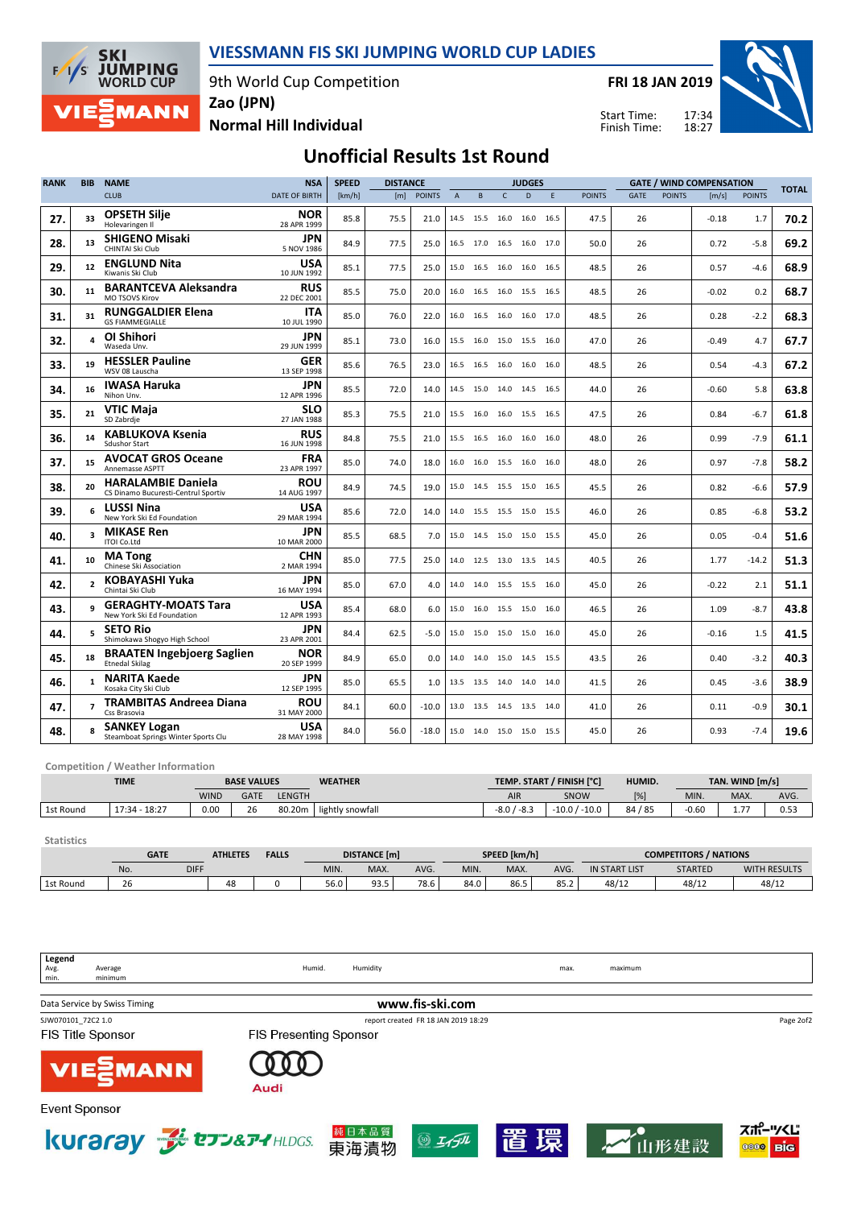# VIESSMANN FIS SKI JUMPING WORLD CUP LADIES

9th World Cup Competition

Zao (JPN)

Normal Hill Individual

FRI 18 JAN 2019

Start Time: 17:34
Finish Time: 18:27

## Unofficial Results 1st Round

| RANK | BIB | NAME / CLUB | NSA / DATE OF BIRTH | SPEED [km/h] | DISTANCE [m] | DISTANCE POINTS | A | B | C | D | E | JUDGES POINTS | GATE | GATE POINTS | WIND [m/s] | WIND POINTS | TOTAL |
|---|---|---|---|---|---|---|---|---|---|---|---|---|---|---|---|---|---|
| 27. | 33 | OPSETH Silje / Holevaringen Il | NOR / 28 APR 1999 | 85.8 | 75.5 | 21.0 | 14.5 | 15.5 | 16.0 | 16.0 | 16.5 | 47.5 | 26 | | -0.18 | 1.7 | 70.2 |
| 28. | 13 | SHIGENO Misaki / CHINTAI Ski Club | JPN / 5 NOV 1986 | 84.9 | 77.5 | 25.0 | 16.5 | 17.0 | 16.5 | 16.0 | 17.0 | 50.0 | 26 | | 0.72 | -5.8 | 69.2 |
| 29. | 12 | ENGLUND Nita / Kiwanis Ski Club | USA / 10 JUN 1992 | 85.1 | 77.5 | 25.0 | 15.0 | 16.5 | 16.0 | 16.0 | 16.5 | 48.5 | 26 | | 0.57 | -4.6 | 68.9 |
| 30. | 11 | BARANTCEVA Aleksandra / MO TSOVS Kirov | RUS / 22 DEC 2001 | 85.5 | 75.0 | 20.0 | 16.0 | 16.5 | 16.0 | 15.5 | 16.5 | 48.5 | 26 | | -0.02 | 0.2 | 68.7 |
| 31. | 31 | RUNGGALDIER Elena / GS FIAMMEGIALLE | ITA / 10 JUL 1990 | 85.0 | 76.0 | 22.0 | 16.0 | 16.5 | 16.0 | 16.0 | 17.0 | 48.5 | 26 | | 0.28 | -2.2 | 68.3 |
| 32. | 4 | OI Shihori / Waseda Unv. | JPN / 29 JUN 1999 | 85.1 | 73.0 | 16.0 | 15.5 | 16.0 | 15.0 | 15.5 | 16.0 | 47.0 | 26 | | -0.49 | 4.7 | 67.7 |
| 33. | 19 | HESSLER Pauline / WSV 08 Lauscha | GER / 13 SEP 1998 | 85.6 | 76.5 | 23.0 | 16.5 | 16.5 | 16.0 | 16.0 | 16.0 | 48.5 | 26 | | 0.54 | -4.3 | 67.2 |
| 34. | 16 | IWASA Haruka / Nihon Unv. | JPN / 12 APR 1996 | 85.5 | 72.0 | 14.0 | 14.5 | 15.0 | 14.0 | 14.5 | 16.5 | 44.0 | 26 | | -0.60 | 5.8 | 63.8 |
| 35. | 21 | VTIC Maja / SD Zabrdje | SLO / 27 JAN 1988 | 85.3 | 75.5 | 21.0 | 15.5 | 16.0 | 16.0 | 15.5 | 16.5 | 47.5 | 26 | | 0.84 | -6.7 | 61.8 |
| 36. | 14 | KABLUKOVA Ksenia / Sdushor Start | RUS / 16 JUN 1998 | 84.8 | 75.5 | 21.0 | 15.5 | 16.5 | 16.0 | 16.0 | 16.0 | 48.0 | 26 | | 0.99 | -7.9 | 61.1 |
| 37. | 15 | AVOCAT GROS Oceane / Annemasse ASPTT | FRA / 23 APR 1997 | 85.0 | 74.0 | 18.0 | 16.0 | 16.0 | 15.5 | 16.0 | 16.0 | 48.0 | 26 | | 0.97 | -7.8 | 58.2 |
| 38. | 20 | HARALAMBIE Daniela / CS Dinamo Bucuresti-Centrul Sportiv | ROU / 14 AUG 1997 | 84.9 | 74.5 | 19.0 | 15.0 | 14.5 | 15.5 | 15.0 | 16.5 | 45.5 | 26 | | 0.82 | -6.6 | 57.9 |
| 39. | 6 | LUSSI Nina / New York Ski Ed Foundation | USA / 29 MAR 1994 | 85.6 | 72.0 | 14.0 | 14.0 | 15.5 | 15.5 | 15.0 | 15.5 | 46.0 | 26 | | 0.85 | -6.8 | 53.2 |
| 40. | 3 | MIKASE Ren / ITOI Co.Ltd | JPN / 10 MAR 2000 | 85.5 | 68.5 | 7.0 | 15.0 | 14.5 | 15.0 | 15.0 | 15.5 | 45.0 | 26 | | 0.05 | -0.4 | 51.6 |
| 41. | 10 | MA Tong / Chinese Ski Association | CHN / 2 MAR 1994 | 85.0 | 77.5 | 25.0 | 14.0 | 12.5 | 13.0 | 13.5 | 14.5 | 40.5 | 26 | | 1.77 | -14.2 | 51.3 |
| 42. | 2 | KOBAYASHI Yuka / Chintai Ski Club | JPN / 16 MAY 1994 | 85.0 | 67.0 | 4.0 | 14.0 | 14.0 | 15.5 | 15.5 | 16.0 | 45.0 | 26 | | -0.22 | 2.1 | 51.1 |
| 43. | 9 | GERAGHTY-MOATS Tara / New York Ski Ed Foundation | USA / 12 APR 1993 | 85.4 | 68.0 | 6.0 | 15.0 | 16.0 | 15.5 | 15.0 | 16.0 | 46.5 | 26 | | 1.09 | -8.7 | 43.8 |
| 44. | 5 | SETO Rio / Shimokawa Shogyo High School | JPN / 23 APR 2001 | 84.4 | 62.5 | -5.0 | 15.0 | 15.0 | 15.0 | 15.0 | 16.0 | 45.0 | 26 | | -0.16 | 1.5 | 41.5 |
| 45. | 18 | BRAATEN Ingebjoerg Saglien / Etnedal Skilag | NOR / 20 SEP 1999 | 84.9 | 65.0 | 0.0 | 14.0 | 14.0 | 15.0 | 14.5 | 15.5 | 43.5 | 26 | | 0.40 | -3.2 | 40.3 |
| 46. | 1 | NARITA Kaede / Kosaka City Ski Club | JPN / 12 SEP 1995 | 85.0 | 65.5 | 1.0 | 13.5 | 13.5 | 14.0 | 14.0 | 14.0 | 41.5 | 26 | | 0.45 | -3.6 | 38.9 |
| 47. | 7 | TRAMBITAS Andreea Diana / Css Brasovia | ROU / 31 MAY 2000 | 84.1 | 60.0 | -10.0 | 13.0 | 13.5 | 14.5 | 13.5 | 14.0 | 41.0 | 26 | | 0.11 | -0.9 | 30.1 |
| 48. | 8 | SANKEY Logan / Steamboat Springs Winter Sports Clu | USA / 28 MAY 1998 | 84.0 | 56.0 | -18.0 | 15.0 | 14.0 | 15.0 | 15.0 | 15.5 | 45.0 | 26 | | 0.93 | -7.4 | 19.6 |

### Competition / Weather Information

| | TIME | BASE VALUES WIND | BASE VALUES GATE | BASE VALUES LENGTH | WEATHER | TEMP. START / FINISH [°C] AIR | TEMP. START / FINISH [°C] SNOW | HUMID. [%] | TAN. WIND [m/s] MIN. | MAX. | AVG. |
|---|---|---|---|---|---|---|---|---|---|---|---|
| 1st Round | 17:34 - 18:27 | 0.00 | 26 | 80.20m | lightly snowfall | -8.0 / -8.3 | -10.0 / -10.0 | 84 / 85 | -0.60 | 1.77 | 0.53 |

### Statistics

| | GATE No. | GATE DIFF | ATHLETES | FALLS | DISTANCE [m] MIN. | MAX. | AVG. | SPEED [km/h] MIN. | MAX. | AVG. | COMPETITORS / NATIONS IN START LIST | STARTED | WITH RESULTS |
|---|---|---|---|---|---|---|---|---|---|---|---|---|---|
| 1st Round | 26 | | 48 | 0 | 56.0 | 93.5 | 78.6 | 84.0 | 86.5 | 85.2 | 48/12 | 48/12 | 48/12 |

**Legend**

| | | | | | |
|---|---|---|---|---|---|
| Avg. | Average | Humid. | Humidity | max. | maximum |
| min. | minimum | | | | |

Data Service by Swiss Timing — www.fis-ski.com

SJW070101_72C2 1.0 — report created FRI 18 JAN 2019 18:29

FIS Title Sponsor: VIESSMANN

FIS Presenting Sponsor: Audi

Event Sponsor: kuraray, セブン&アイHLDGS., 東海漬物, エイジル, 置環, 山形建設, スポーツくじ BIG